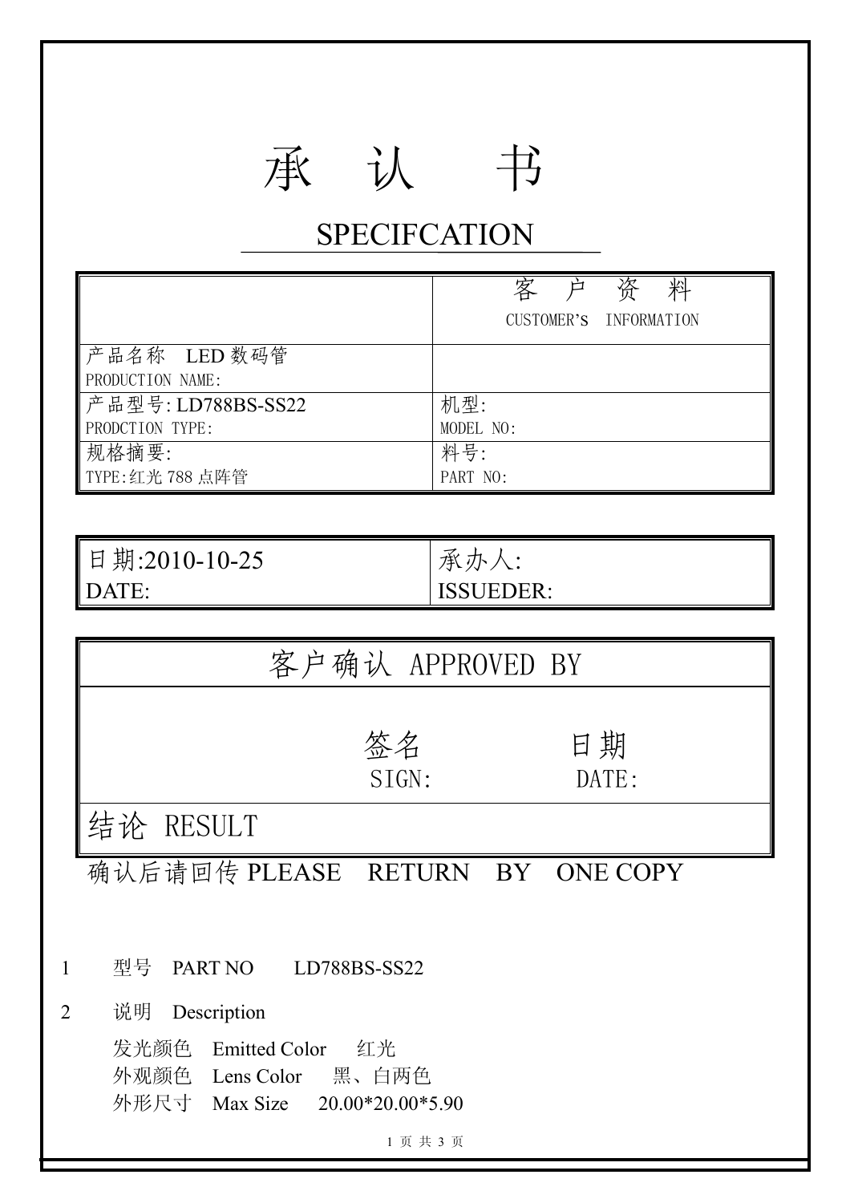# 承　认　书

## SPECIFCATION

| | 客　户　资　料<br>CUSTOMER's INFORMATION |
|---|---|
| 产品名称　LED 数码管<br>PRODUCTION NAME: | |
| 产品型号: LD788BS-SS22<br>PRODCTION TYPE: | 机型:<br>MODEL NO: |
| 规格摘要:<br>TYPE:红光 788 点阵管 | 料号:<br>PART NO: |

| 日期:2010-10-25<br>DATE: | 承办人:<br>ISSUEDER: |
|---|---|

| 客户确认 APPROVED BY |
|---|
| 签名　　　　日期<br>SIGN:　　　　DATE: |
| 结论 RESULT |

确认后请回传 PLEASE　RETURN　BY　ONE COPY

1　型号　PART NO　　LD788BS-SS22

2　说明　Description

发光颜色　Emitted Color　　红光

外观颜色　Lens Color　　黑、白两色

外形尺寸　Max Size　　20.00*20.00*5.90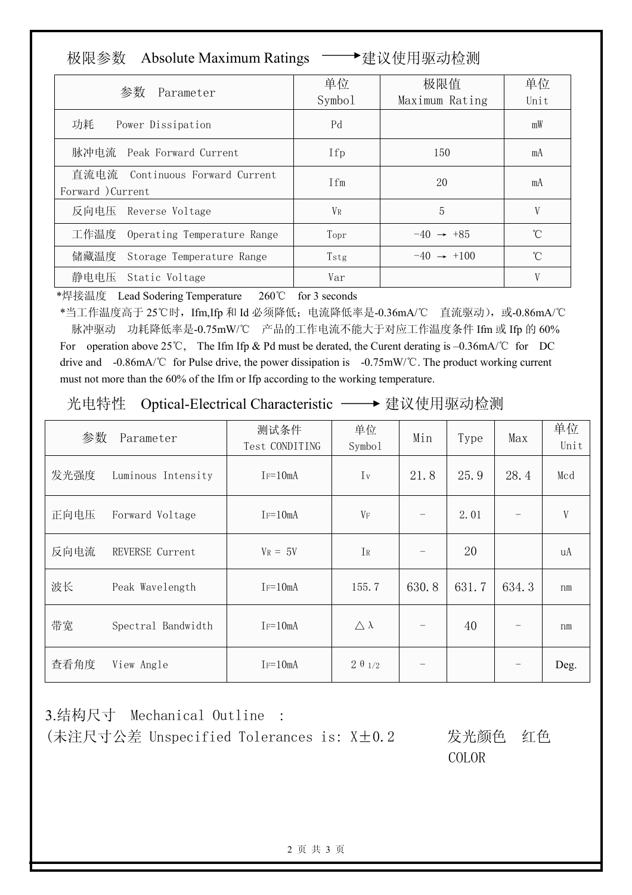## 极限参数　Absolute Maximum Ratings　——→建议使用驱动检测

| 参数　Parameter | 单位 Symbol | 极限值 Maximum Rating | 单位 Unit |
|---|---|---|---|
| 功耗　Power Dissipation | Pd | | mW |
| 脉冲电流　Peak Forward Current | Ifp | 150 | mA |
| 直流电流　Continuous Forward Current Forward )Current | Ifm | 20 | mA |
| 反向电压　Reverse Voltage | $V_R$ | 5 | V |
| 工作温度　Operating Temperature Range | Topr | -40 → +85 | ℃ |
| 储藏温度　Storage Temperature Range | Tstg | -40 → +100 | ℃ |
| 静电电压　Static Voltage | Var | | V |

*焊接温度　Lead Sodering Temperature　260℃　for 3 seconds

*当工作温度高于 25℃时，Ifm,Ifp 和 Id 必须降低；电流降低率是-0.36mA/℃　直流驱动），或-0.86mA/℃ 脉冲驱动　功耗降低率是-0.75mW/℃　产品的工作电流不能大于对应工作温度条件 Ifm 或 Ifp 的 60%

For operation above 25℃, The Ifm Ifp & Pd must be derated, the Curent derating is –0.36mA/℃ for DC drive and -0.86mA/℃ for Pulse drive, the power dissipation is -0.75mW/℃. The product working current must not more than the 60% of the Ifm or Ifp according to the working temperature.

## 光电特性　Optical-Electrical Characteristic　——→ 建议使用驱动检测

| 参数　Parameter | 测试条件 Test CONDITING | 单位 Symbol | Min | Type | Max | 单位 Unit |
|---|---|---|---|---|---|---|
| 发光强度　Luminous Intensity | $I_F$=10mA | Iv | 21.8 | 25.9 | 28.4 | Mcd |
| 正向电压　Forward Voltage | $I_F$=10mA | $V_F$ | - | 2.01 | - | V |
| 反向电流　REVERSE Current | $V_R$ = 5V | $I_R$ | - | 20 | | uA |
| 波长　Peak Wavelength | $I_F$=10mA | 155.7 | 630.8 | 631.7 | 634.3 | nm |
| 带宽　Spectral Bandwidth | $I_F$=10mA | $\triangle\lambda$ | - | 40 | - | nm |
| 查看角度　View Angle | $I_F$=10mA | $2\theta_{1/2}$ | - | | - | Deg. |

## 3.结构尺寸　Mechanical Outline　:

(未注尺寸公差 Unspecified Tolerances is: X±0.2　　发光颜色　红色 COLOR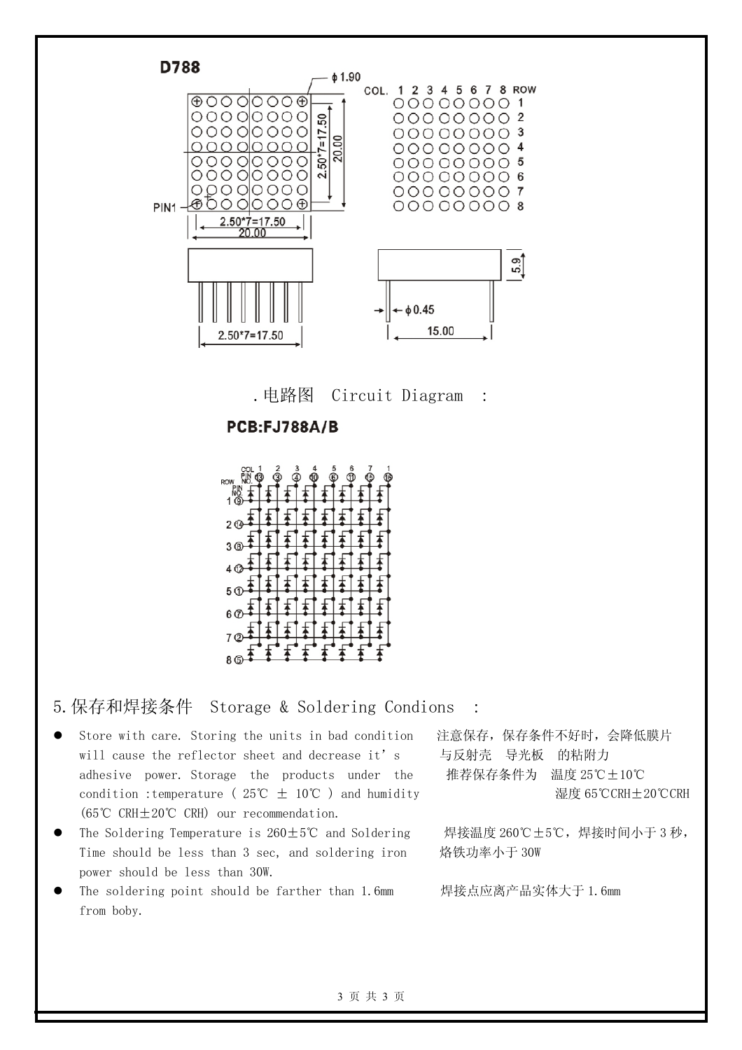D788

.电路图　Circuit Diagram　:

**PCB:FJ788A/B**

## 5.保存和焊接条件　Storage & Soldering Condions　:

- Store with care. Storing the units in bad condition will cause the reflector sheet and decrease it's adhesive power. Storage the products under the condition :temperature ( 25℃ ± 10℃ ) and humidity (65℃ CRH±20℃ CRH) our recommendation.

  注意保存，保存条件不好时，会降低膜片与反射壳　导光板　的粘附力
  推荐保存条件为　温度 25℃±10℃
  湿度 65℃CRH±20℃CRH

- The Soldering Temperature is 260±5℃ and Soldering Time should be less than 3 sec, and soldering iron power should be less than 30W.

  焊接温度 260℃±5℃，焊接时间小于 3 秒，烙铁功率小于 30W

- The soldering point should be farther than 1.6mm from boby.

  焊接点应离产品实体大于 1.6mm